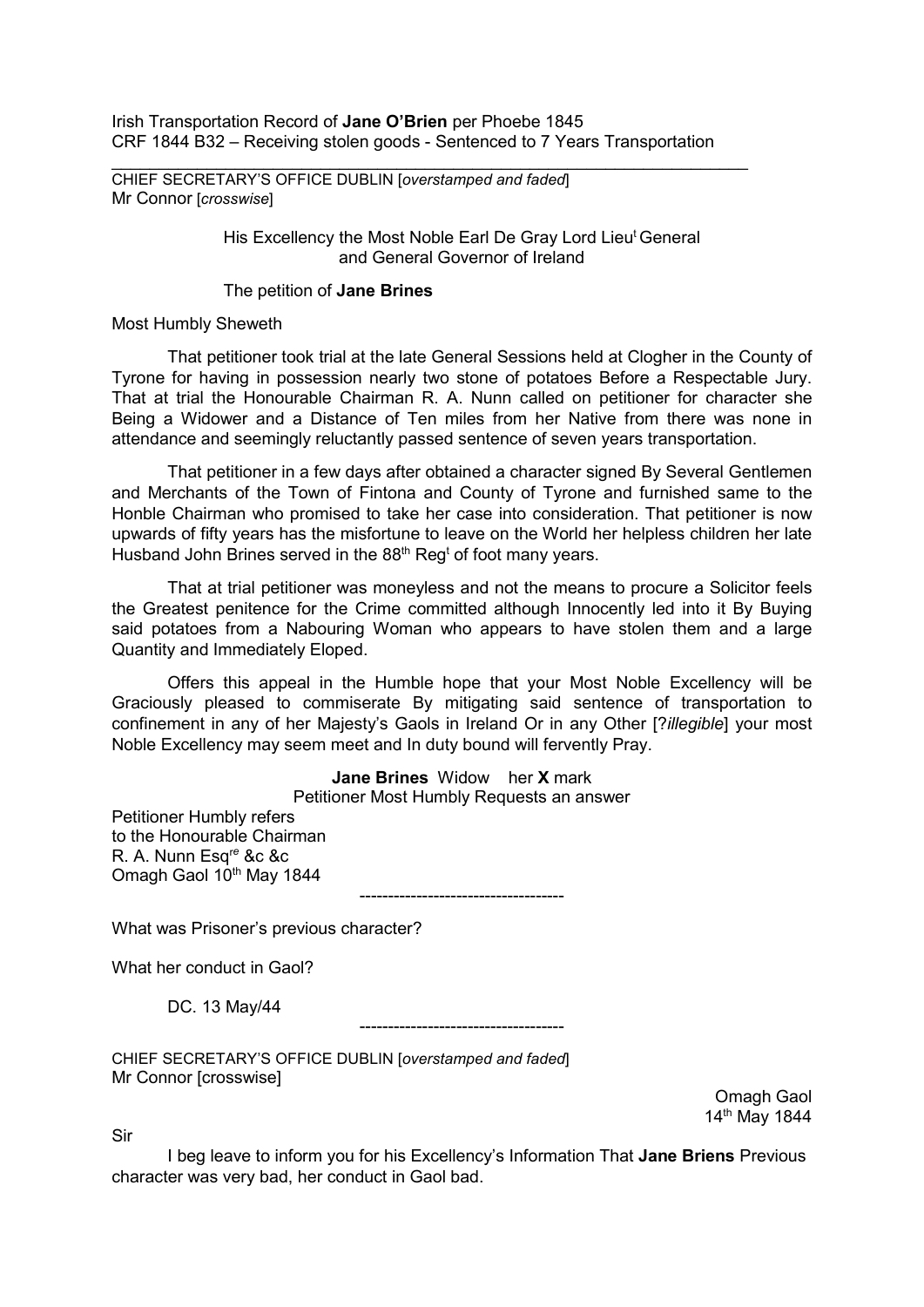Irish Transportation Record of **Jane O'Brien** per Phoebe 1845
CRF 1844 B32 – Receiving stolen goods - Sentenced to 7 Years Transportation

---

CHIEF SECRETARY'S OFFICE DUBLIN [*overstamped and faded*]
Mr Connor [*crosswise*]

His Excellency the Most Noble Earl De Gray Lord Lieu$^{t}$ General and General Governor of Ireland

The petition of **Jane Brines**

Most Humbly Sheweth

That petitioner took trial at the late General Sessions held at Clogher in the County of Tyrone for having in possession nearly two stone of potatoes Before a Respectable Jury. That at trial the Honourable Chairman R. A. Nunn called on petitioner for character she Being a Widower and a Distance of Ten miles from her Native from there was none in attendance and seemingly reluctantly passed sentence of seven years transportation.

That petitioner in a few days after obtained a character signed By Several Gentlemen and Merchants of the Town of Fintona and County of Tyrone and furnished same to the Honble Chairman who promised to take her case into consideration. That petitioner is now upwards of fifty years has the misfortune to leave on the World her helpless children her late Husband John Brines served in the 88$^{th}$ Reg$^{t}$ of foot many years.

That at trial petitioner was moneyless and not the means to procure a Solicitor feels the Greatest penitence for the Crime committed although Innocently led into it By Buying said potatoes from a Nabouring Woman who appears to have stolen them and a large Quantity and Immediately Eloped.

Offers this appeal in the Humble hope that your Most Noble Excellency will be Graciously pleased to commiserate By mitigating said sentence of transportation to confinement in any of her Majesty's Gaols in Ireland Or in any Other [?*illegible*] your most Noble Excellency may seem meet and In duty bound will fervently Pray.

**Jane Brines** Widow her **X** mark
Petitioner Most Humbly Requests an answer

Petitioner Humbly refers
to the Honourable Chairman
R. A. Nunn Esq$^{re}$ &c &c
Omagh Gaol 10$^{th}$ May 1844

---

What was Prisoner's previous character?

What her conduct in Gaol?

DC. 13 May/44

---

CHIEF SECRETARY'S OFFICE DUBLIN [*overstamped and faded*]
Mr Connor [crosswise]

Omagh Gaol
14$^{th}$ May 1844

Sir

I beg leave to inform you for his Excellency's Information That **Jane Briens** Previous character was very bad, her conduct in Gaol bad.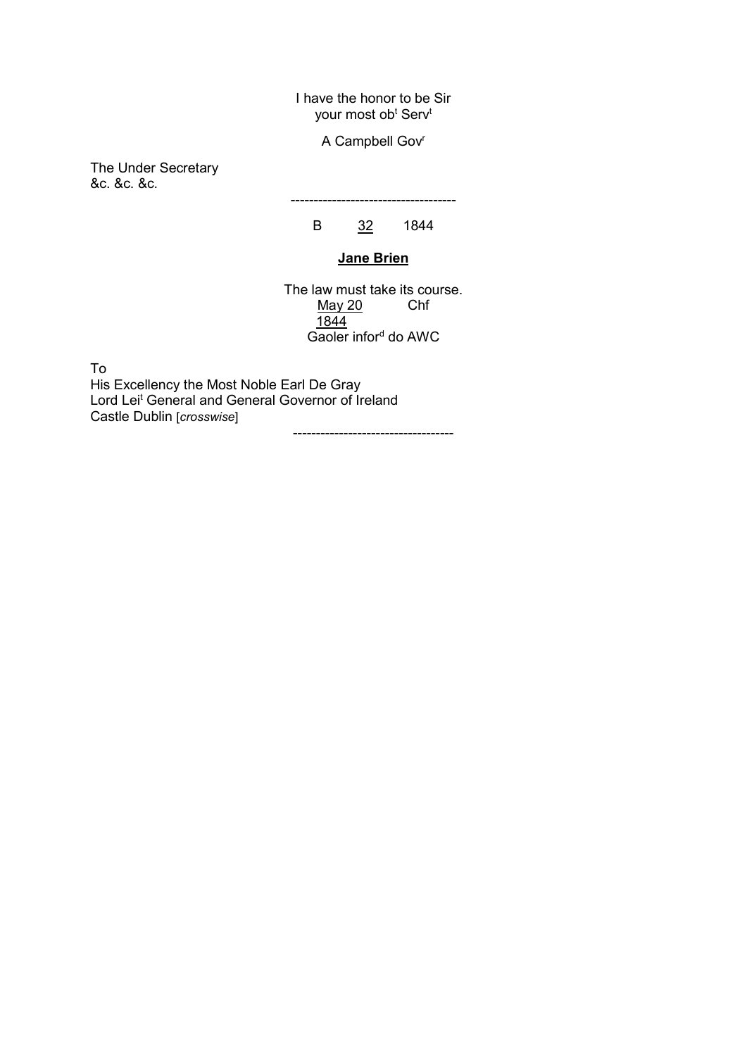I have the honor to be Sir
your most ob[t] Serv[t]

A Campbell Gov[r]

The Under Secretary
&c. &c. &c.

------------------------------------

B 32 1844

**Jane Brien**

The law must take its course.
May 20 Chf
1844
Gaoler infor[d] do AWC

To
His Excellency the Most Noble Earl De Gray
Lord Lei[t] General and General Governor of Ireland
Castle Dublin [*crosswise*]

------------------------------------